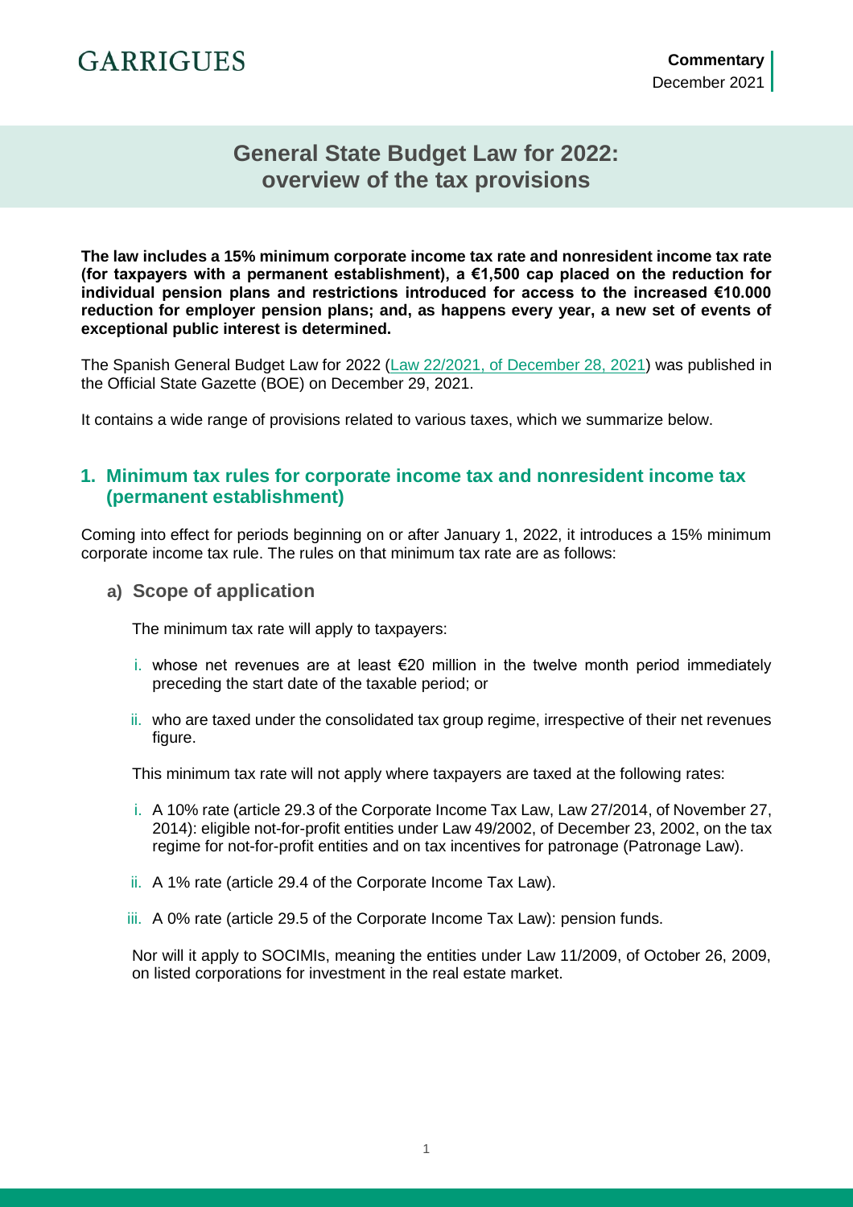GARRIGUES

**Commentary**
December 2021

# General State Budget Law for 2022: overview of the tax provisions

**The law includes a 15% minimum corporate income tax rate and nonresident income tax rate (for taxpayers with a permanent establishment), a €1,500 cap placed on the reduction for individual pension plans and restrictions introduced for access to the increased €10.000 reduction for employer pension plans; and, as happens every year, a new set of events of exceptional public interest is determined.**

The Spanish General Budget Law for 2022 (Law 22/2021, of December 28, 2021) was published in the Official State Gazette (BOE) on December 29, 2021.

It contains a wide range of provisions related to various taxes, which we summarize below.

## 1. Minimum tax rules for corporate income tax and nonresident income tax (permanent establishment)

Coming into effect for periods beginning on or after January 1, 2022, it introduces a 15% minimum corporate income tax rule. The rules on that minimum tax rate are as follows:

### a) Scope of application

The minimum tax rate will apply to taxpayers:

i. whose net revenues are at least €20 million in the twelve month period immediately preceding the start date of the taxable period; or

ii. who are taxed under the consolidated tax group regime, irrespective of their net revenues figure.

This minimum tax rate will not apply where taxpayers are taxed at the following rates:

i. A 10% rate (article 29.3 of the Corporate Income Tax Law, Law 27/2014, of November 27, 2014): eligible not-for-profit entities under Law 49/2002, of December 23, 2002, on the tax regime for not-for-profit entities and on tax incentives for patronage (Patronage Law).

ii. A 1% rate (article 29.4 of the Corporate Income Tax Law).

iii. A 0% rate (article 29.5 of the Corporate Income Tax Law): pension funds.

Nor will it apply to SOCIMIs, meaning the entities under Law 11/2009, of October 26, 2009, on listed corporations for investment in the real estate market.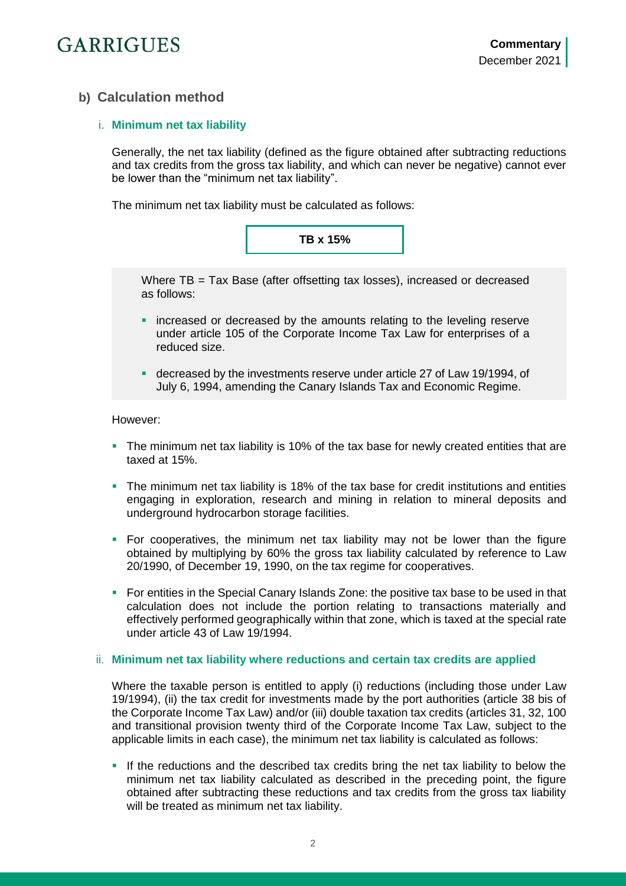## b) Calculation method

### i. Minimum net tax liability

Generally, the net tax liability (defined as the figure obtained after subtracting reductions and tax credits from the gross tax liability, and which can never be negative) cannot ever be lower than the "minimum net tax liability".

The minimum net tax liability must be calculated as follows:

**TB x 15%**

Where TB = Tax Base (after offsetting tax losses), increased or decreased as follows:

- increased or decreased by the amounts relating to the leveling reserve under article 105 of the Corporate Income Tax Law for enterprises of a reduced size.
- decreased by the investments reserve under article 27 of Law 19/1994, of July 6, 1994, amending the Canary Islands Tax and Economic Regime.

However:

- The minimum net tax liability is 10% of the tax base for newly created entities that are taxed at 15%.
- The minimum net tax liability is 18% of the tax base for credit institutions and entities engaging in exploration, research and mining in relation to mineral deposits and underground hydrocarbon storage facilities.
- For cooperatives, the minimum net tax liability may not be lower than the figure obtained by multiplying by 60% the gross tax liability calculated by reference to Law 20/1990, of December 19, 1990, on the tax regime for cooperatives.
- For entities in the Special Canary Islands Zone: the positive tax base to be used in that calculation does not include the portion relating to transactions materially and effectively performed geographically within that zone, which is taxed at the special rate under article 43 of Law 19/1994.

### ii. Minimum net tax liability where reductions and certain tax credits are applied

Where the taxable person is entitled to apply (i) reductions (including those under Law 19/1994), (ii) the tax credit for investments made by the port authorities (article 38 bis of the Corporate Income Tax Law) and/or (iii) double taxation tax credits (articles 31, 32, 100 and transitional provision twenty third of the Corporate Income Tax Law, subject to the applicable limits in each case), the minimum net tax liability is calculated as follows:

- If the reductions and the described tax credits bring the net tax liability to below the minimum net tax liability calculated as described in the preceding point, the figure obtained after subtracting these reductions and tax credits from the gross tax liability will be treated as minimum net tax liability.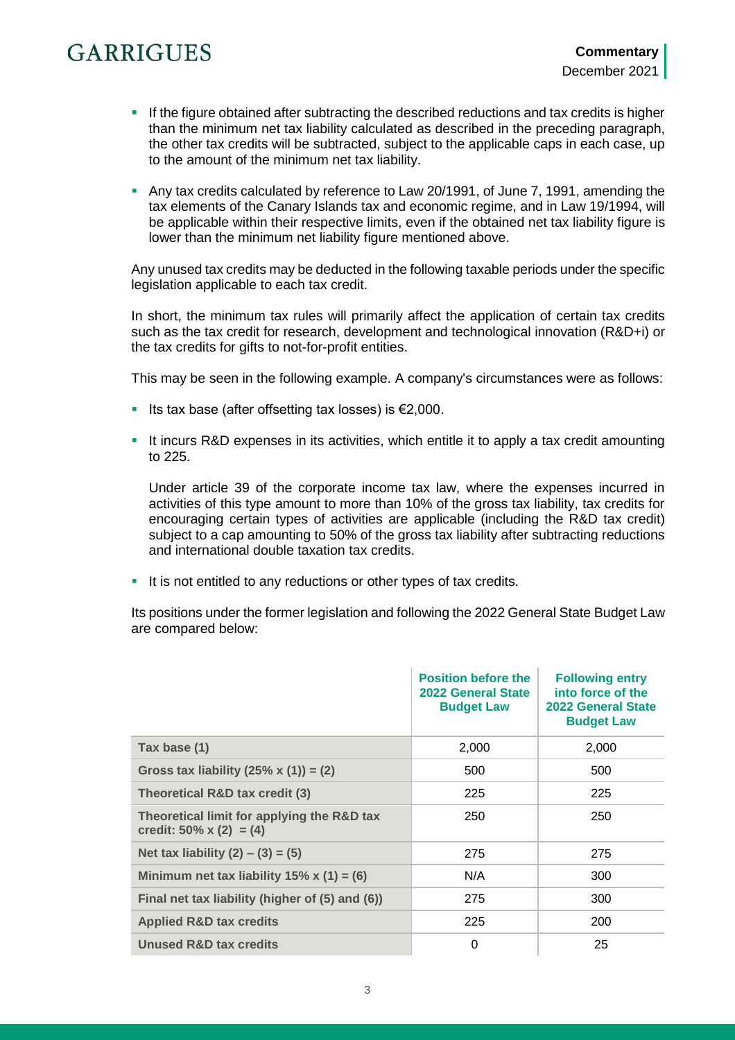- If the figure obtained after subtracting the described reductions and tax credits is higher than the minimum net tax liability calculated as described in the preceding paragraph, the other tax credits will be subtracted, subject to the applicable caps in each case, up to the amount of the minimum net tax liability.
- Any tax credits calculated by reference to Law 20/1991, of June 7, 1991, amending the tax elements of the Canary Islands tax and economic regime, and in Law 19/1994, will be applicable within their respective limits, even if the obtained net tax liability figure is lower than the minimum net liability figure mentioned above.

Any unused tax credits may be deducted in the following taxable periods under the specific legislation applicable to each tax credit.

In short, the minimum tax rules will primarily affect the application of certain tax credits such as the tax credit for research, development and technological innovation (R&D+i) or the tax credits for gifts to not-for-profit entities.

This may be seen in the following example. A company's circumstances were as follows:

- Its tax base (after offsetting tax losses) is €2,000.
- It incurs R&D expenses in its activities, which entitle it to apply a tax credit amounting to 225.

  Under article 39 of the corporate income tax law, where the expenses incurred in activities of this type amount to more than 10% of the gross tax liability, tax credits for encouraging certain types of activities are applicable (including the R&D tax credit) subject to a cap amounting to 50% of the gross tax liability after subtracting reductions and international double taxation tax credits.
- It is not entitled to any reductions or other types of tax credits.

Its positions under the former legislation and following the 2022 General State Budget Law are compared below:

| | Position before the 2022 General State Budget Law | Following entry into force of the 2022 General State Budget Law |
|---|---|---|
| **Tax base (1)** | 2,000 | 2,000 |
| **Gross tax liability (25% x (1)) = (2)** | 500 | 500 |
| **Theoretical R&D tax credit (3)** | 225 | 225 |
| **Theoretical limit for applying the R&D tax credit: 50% x (2) = (4)** | 250 | 250 |
| **Net tax liability (2) – (3) = (5)** | 275 | 275 |
| **Minimum net tax liability 15% x (1) = (6)** | N/A | 300 |
| **Final net tax liability (higher of (5) and (6))** | 275 | 300 |
| **Applied R&D tax credits** | 225 | 200 |
| **Unused R&D tax credits** | 0 | 25 |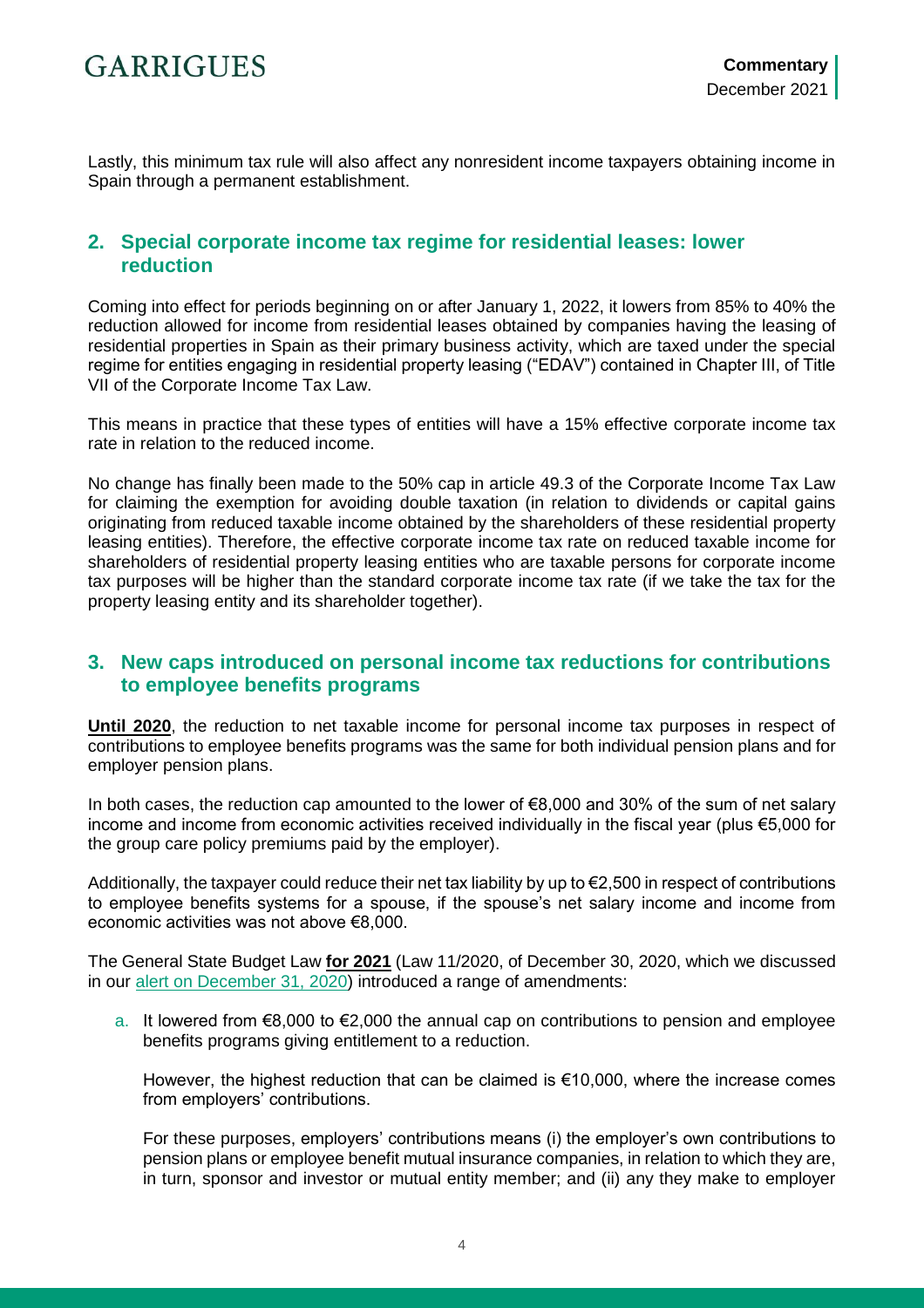Lastly, this minimum tax rule will also affect any nonresident income taxpayers obtaining income in Spain through a permanent establishment.

## 2. Special corporate income tax regime for residential leases: lower reduction

Coming into effect for periods beginning on or after January 1, 2022, it lowers from 85% to 40% the reduction allowed for income from residential leases obtained by companies having the leasing of residential properties in Spain as their primary business activity, which are taxed under the special regime for entities engaging in residential property leasing ("EDAV") contained in Chapter III, of Title VII of the Corporate Income Tax Law.

This means in practice that these types of entities will have a 15% effective corporate income tax rate in relation to the reduced income.

No change has finally been made to the 50% cap in article 49.3 of the Corporate Income Tax Law for claiming the exemption for avoiding double taxation (in relation to dividends or capital gains originating from reduced taxable income obtained by the shareholders of these residential property leasing entities). Therefore, the effective corporate income tax rate on reduced taxable income for shareholders of residential property leasing entities who are taxable persons for corporate income tax purposes will be higher than the standard corporate income tax rate (if we take the tax for the property leasing entity and its shareholder together).

## 3. New caps introduced on personal income tax reductions for contributions to employee benefits programs

**Until 2020**, the reduction to net taxable income for personal income tax purposes in respect of contributions to employee benefits programs was the same for both individual pension plans and for employer pension plans.

In both cases, the reduction cap amounted to the lower of €8,000 and 30% of the sum of net salary income and income from economic activities received individually in the fiscal year (plus €5,000 for the group care policy premiums paid by the employer).

Additionally, the taxpayer could reduce their net tax liability by up to €2,500 in respect of contributions to employee benefits systems for a spouse, if the spouse's net salary income and income from economic activities was not above €8,000.

The General State Budget Law **for 2021** (Law 11/2020, of December 30, 2020, which we discussed in our alert on December 31, 2020) introduced a range of amendments:

a. It lowered from €8,000 to €2,000 the annual cap on contributions to pension and employee benefits programs giving entitlement to a reduction.

   However, the highest reduction that can be claimed is €10,000, where the increase comes from employers' contributions.

   For these purposes, employers' contributions means (i) the employer's own contributions to pension plans or employee benefit mutual insurance companies, in relation to which they are, in turn, sponsor and investor or mutual entity member; and (ii) any they make to employer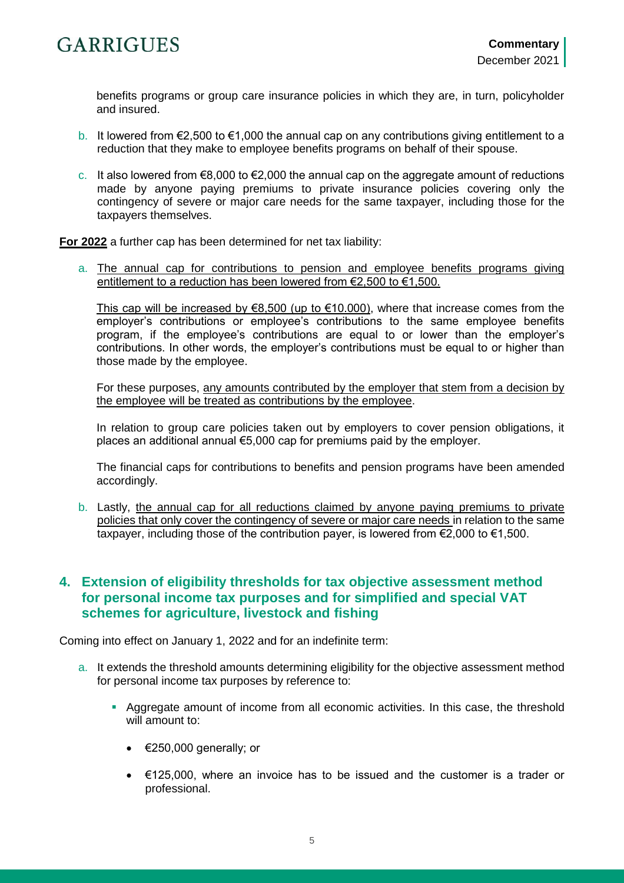benefits programs or group care insurance policies in which they are, in turn, policyholder and insured.

b. It lowered from €2,500 to €1,000 the annual cap on any contributions giving entitlement to a reduction that they make to employee benefits programs on behalf of their spouse.

c. It also lowered from €8,000 to €2,000 the annual cap on the aggregate amount of reductions made by anyone paying premiums to private insurance policies covering only the contingency of severe or major care needs for the same taxpayer, including those for the taxpayers themselves.

<u>**For 2022**</u> a further cap has been determined for net tax liability:

a. <u>The annual cap for contributions to pension and employee benefits programs giving entitlement to a reduction has been lowered from €2,500 to €1,500.</u>

   <u>This cap will be increased by €8,500 (up to €10.000)</u>, where that increase comes from the employer's contributions or employee's contributions to the same employee benefits program, if the employee's contributions are equal to or lower than the employer's contributions. In other words, the employer's contributions must be equal to or higher than those made by the employee.

   For these purposes, <u>any amounts contributed by the employer that stem from a decision by the employee will be treated as contributions by the employee</u>.

   In relation to group care policies taken out by employers to cover pension obligations, it places an additional annual €5,000 cap for premiums paid by the employer.

   The financial caps for contributions to benefits and pension programs have been amended accordingly.

b. Lastly, <u>the annual cap for all reductions claimed by anyone paying premiums to private policies that only cover the contingency of severe or major care needs</u> in relation to the same taxpayer, including those of the contribution payer, is lowered from €2,000 to €1,500.

## 4. Extension of eligibility thresholds for tax objective assessment method for personal income tax purposes and for simplified and special VAT schemes for agriculture, livestock and fishing

Coming into effect on January 1, 2022 and for an indefinite term:

a. It extends the threshold amounts determining eligibility for the objective assessment method for personal income tax purposes by reference to:

   - Aggregate amount of income from all economic activities. In this case, the threshold will amount to:

     - €250,000 generally; or

     - €125,000, where an invoice has to be issued and the customer is a trader or professional.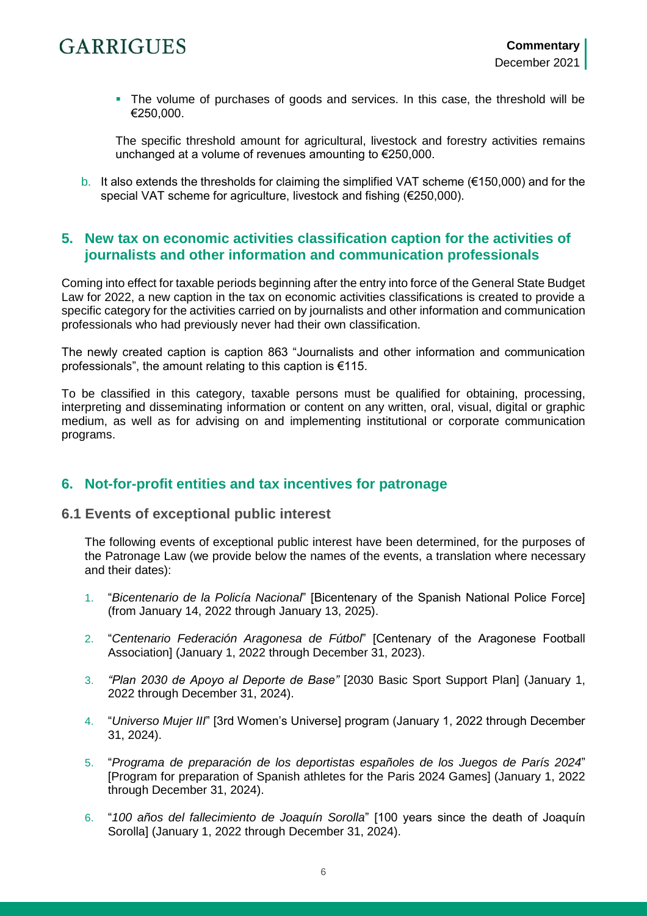- The volume of purchases of goods and services. In this case, the threshold will be €250,000.

 The specific threshold amount for agricultural, livestock and forestry activities remains unchanged at a volume of revenues amounting to €250,000.

b. It also extends the thresholds for claiming the simplified VAT scheme (€150,000) and for the special VAT scheme for agriculture, livestock and fishing (€250,000).

## 5. New tax on economic activities classification caption for the activities of journalists and other information and communication professionals

Coming into effect for taxable periods beginning after the entry into force of the General State Budget Law for 2022, a new caption in the tax on economic activities classifications is created to provide a specific category for the activities carried on by journalists and other information and communication professionals who had previously never had their own classification.

The newly created caption is caption 863 "Journalists and other information and communication professionals", the amount relating to this caption is €115.

To be classified in this category, taxable persons must be qualified for obtaining, processing, interpreting and disseminating information or content on any written, oral, visual, digital or graphic medium, as well as for advising on and implementing institutional or corporate communication programs.

## 6. Not-for-profit entities and tax incentives for patronage

### 6.1 Events of exceptional public interest

The following events of exceptional public interest have been determined, for the purposes of the Patronage Law (we provide below the names of the events, a translation where necessary and their dates):

1. "*Bicentenario de la Policía Nacional*" [Bicentenary of the Spanish National Police Force] (from January 14, 2022 through January 13, 2025).
2. "*Centenario Federación Aragonesa de Fútbol*" [Centenary of the Aragonese Football Association] (January 1, 2022 through December 31, 2023).
3. *"Plan 2030 de Apoyo al Deporte de Base"* [2030 Basic Sport Support Plan] (January 1, 2022 through December 31, 2024).
4. "*Universo Mujer III*" [3rd Women's Universe] program (January 1, 2022 through December 31, 2024).
5. "*Programa de preparación de los deportistas españoles de los Juegos de París 2024*" [Program for preparation of Spanish athletes for the Paris 2024 Games] (January 1, 2022 through December 31, 2024).
6. "*100 años del fallecimiento de Joaquín Sorolla*" [100 years since the death of Joaquín Sorolla] (January 1, 2022 through December 31, 2024).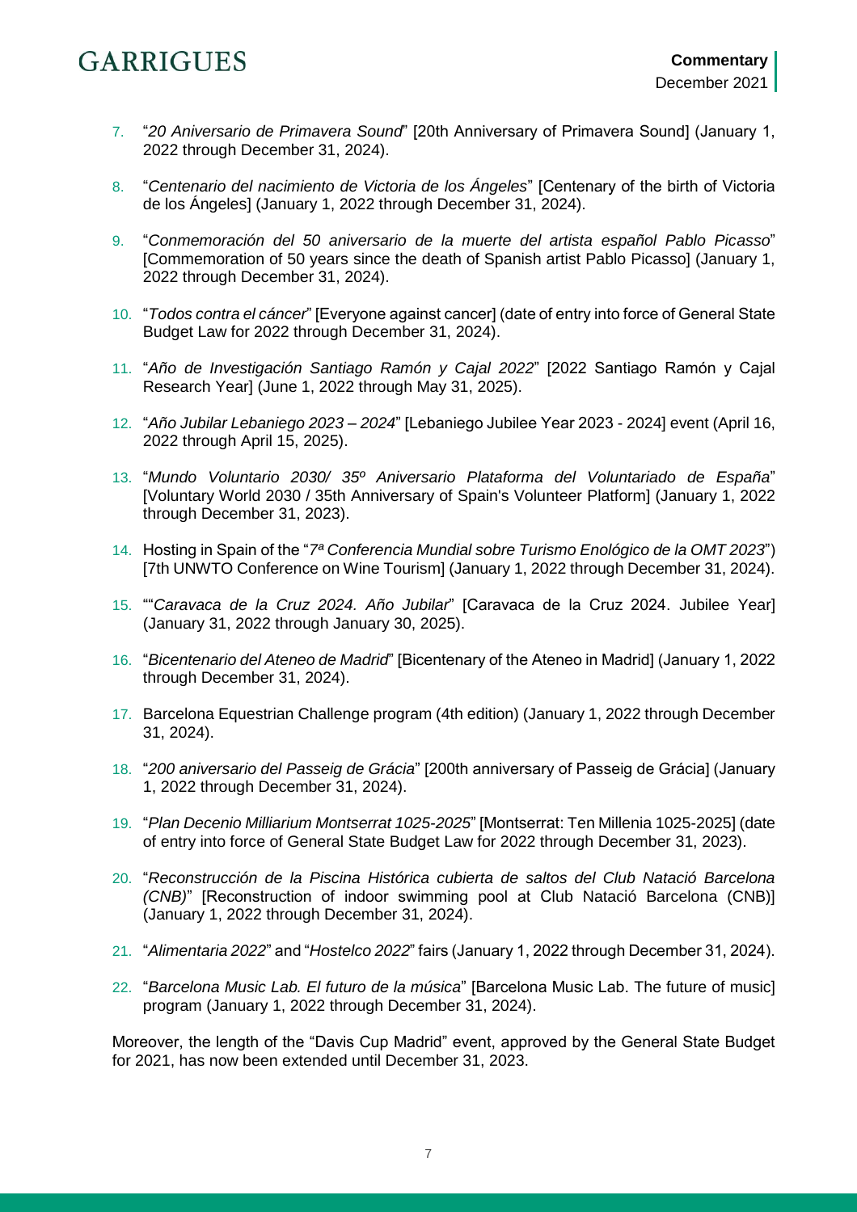7. "*20 Aniversario de Primavera Sound*" [20th Anniversary of Primavera Sound] (January 1, 2022 through December 31, 2024).

8. "*Centenario del nacimiento de Victoria de los Ángeles*" [Centenary of the birth of Victoria de los Ángeles] (January 1, 2022 through December 31, 2024).

9. "*Conmemoración del 50 aniversario de la muerte del artista español Pablo Picasso*" [Commemoration of 50 years since the death of Spanish artist Pablo Picasso] (January 1, 2022 through December 31, 2024).

10. "*Todos contra el cáncer*" [Everyone against cancer] (date of entry into force of General State Budget Law for 2022 through December 31, 2024).

11. "*Año de Investigación Santiago Ramón y Cajal 2022*" [2022 Santiago Ramón y Cajal Research Year] (June 1, 2022 through May 31, 2025).

12. "*Año Jubilar Lebaniego 2023 – 2024*" [Lebaniego Jubilee Year 2023 - 2024] event (April 16, 2022 through April 15, 2025).

13. "*Mundo Voluntario 2030/ 35º Aniversario Plataforma del Voluntariado de España*" [Voluntary World 2030 / 35th Anniversary of Spain's Volunteer Platform] (January 1, 2022 through December 31, 2023).

14. Hosting in Spain of the "*7ª Conferencia Mundial sobre Turismo Enológico de la OMT 2023*") [7th UNWTO Conference on Wine Tourism] (January 1, 2022 through December 31, 2024).

15. ""*Caravaca de la Cruz 2024. Año Jubilar*" [Caravaca de la Cruz 2024. Jubilee Year] (January 31, 2022 through January 30, 2025).

16. "*Bicentenario del Ateneo de Madrid*" [Bicentenary of the Ateneo in Madrid] (January 1, 2022 through December 31, 2024).

17. Barcelona Equestrian Challenge program (4th edition) (January 1, 2022 through December 31, 2024).

18. "*200 aniversario del Passeig de Grácia*" [200th anniversary of Passeig de Grácia] (January 1, 2022 through December 31, 2024).

19. "*Plan Decenio Milliarium Montserrat 1025-2025*" [Montserrat: Ten Millenia 1025-2025] (date of entry into force of General State Budget Law for 2022 through December 31, 2023).

20. "*Reconstrucción de la Piscina Histórica cubierta de saltos del Club Natació Barcelona (CNB)*" [Reconstruction of indoor swimming pool at Club Natació Barcelona (CNB)] (January 1, 2022 through December 31, 2024).

21. "*Alimentaria 2022*" and "*Hostelco 2022*" fairs (January 1, 2022 through December 31, 2024).

22. "*Barcelona Music Lab. El futuro de la música*" [Barcelona Music Lab. The future of music] program (January 1, 2022 through December 31, 2024).

Moreover, the length of the "Davis Cup Madrid" event, approved by the General State Budget for 2021, has now been extended until December 31, 2023.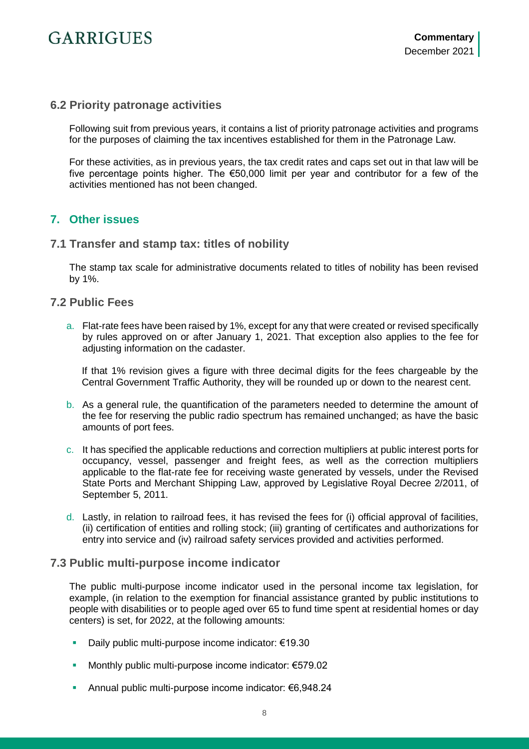### 6.2 Priority patronage activities

Following suit from previous years, it contains a list of priority patronage activities and programs for the purposes of claiming the tax incentives established for them in the Patronage Law.

For these activities, as in previous years, the tax credit rates and caps set out in that law will be five percentage points higher. The €50,000 limit per year and contributor for a few of the activities mentioned has not been changed.

## 7. Other issues

### 7.1 Transfer and stamp tax: titles of nobility

The stamp tax scale for administrative documents related to titles of nobility has been revised by 1%.

### 7.2 Public Fees

a. Flat-rate fees have been raised by 1%, except for any that were created or revised specifically by rules approved on or after January 1, 2021. That exception also applies to the fee for adjusting information on the cadaster.

   If that 1% revision gives a figure with three decimal digits for the fees chargeable by the Central Government Traffic Authority, they will be rounded up or down to the nearest cent.

b. As a general rule, the quantification of the parameters needed to determine the amount of the fee for reserving the public radio spectrum has remained unchanged; as have the basic amounts of port fees.

c. It has specified the applicable reductions and correction multipliers at public interest ports for occupancy, vessel, passenger and freight fees, as well as the correction multipliers applicable to the flat-rate fee for receiving waste generated by vessels, under the Revised State Ports and Merchant Shipping Law, approved by Legislative Royal Decree 2/2011, of September 5, 2011.

d. Lastly, in relation to railroad fees, it has revised the fees for (i) official approval of facilities, (ii) certification of entities and rolling stock; (iii) granting of certificates and authorizations for entry into service and (iv) railroad safety services provided and activities performed.

### 7.3 Public multi-purpose income indicator

The public multi-purpose income indicator used in the personal income tax legislation, for example, (in relation to the exemption for financial assistance granted by public institutions to people with disabilities or to people aged over 65 to fund time spent at residential homes or day centers) is set, for 2022, at the following amounts:

- Daily public multi-purpose income indicator: €19.30
- Monthly public multi-purpose income indicator: €579.02
- Annual public multi-purpose income indicator: €6,948.24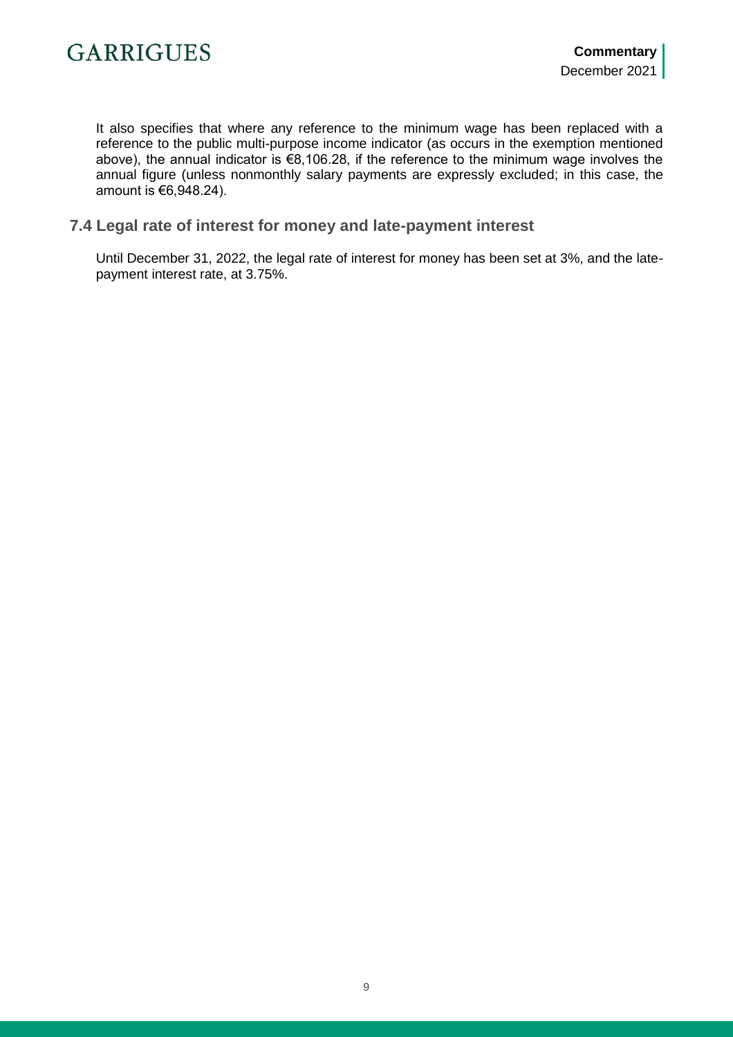It also specifies that where any reference to the minimum wage has been replaced with a reference to the public multi-purpose income indicator (as occurs in the exemption mentioned above), the annual indicator is €8,106.28, if the reference to the minimum wage involves the annual figure (unless nonmonthly salary payments are expressly excluded; in this case, the amount is €6,948.24).

## 7.4 Legal rate of interest for money and late-payment interest

Until December 31, 2022, the legal rate of interest for money has been set at 3%, and the late-payment interest rate, at 3.75%.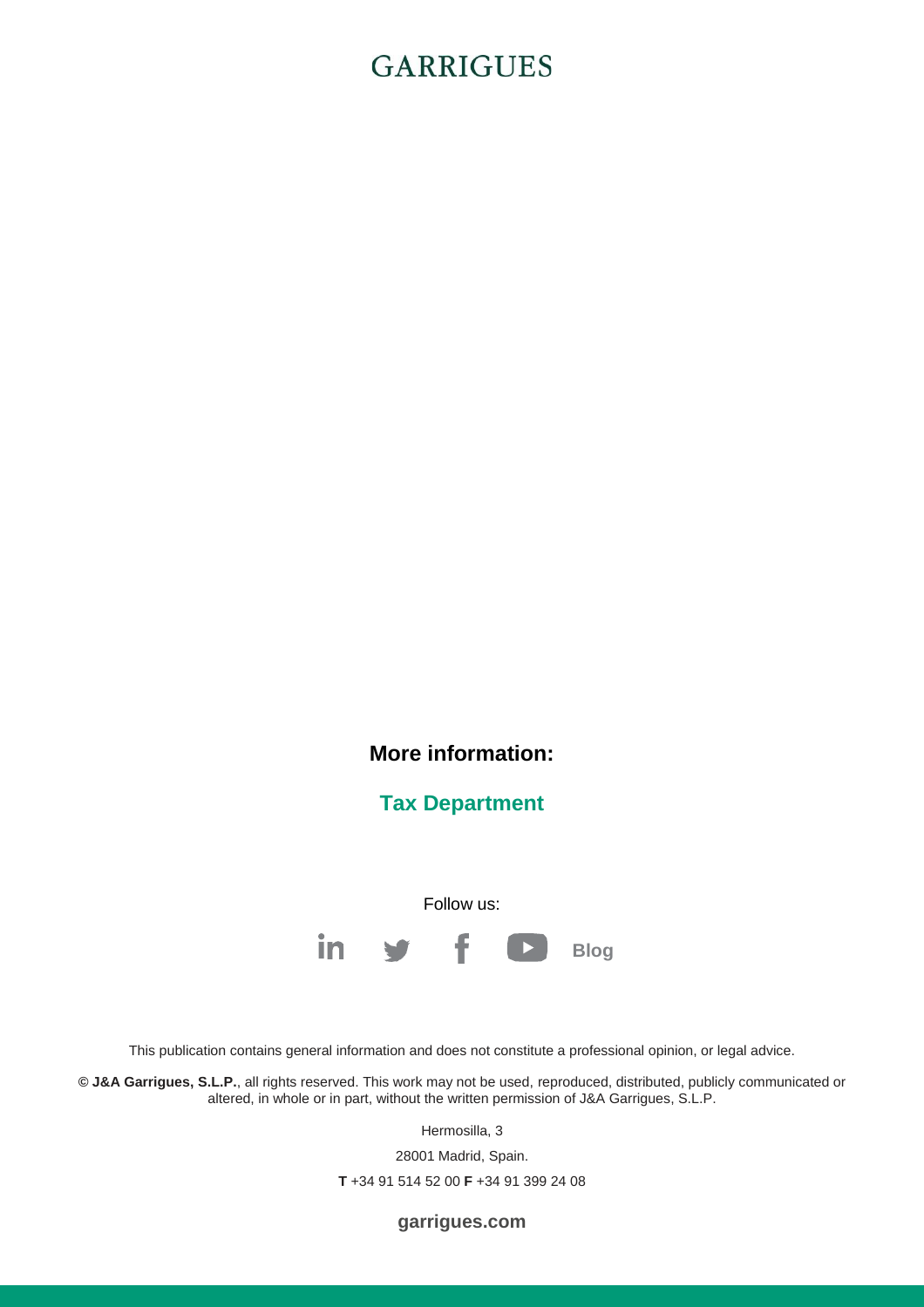GARRIGUES

**More information:**

**Tax Department**

Follow us:

Blog

This publication contains general information and does not constitute a professional opinion, or legal advice.

**© J&A Garrigues, S.L.P.**, all rights reserved. This work may not be used, reproduced, distributed, publicly communicated or altered, in whole or in part, without the written permission of J&A Garrigues, S.L.P.

Hermosilla, 3

28001 Madrid, Spain.

**T** +34 91 514 52 00 **F** +34 91 399 24 08

**garrigues.com**